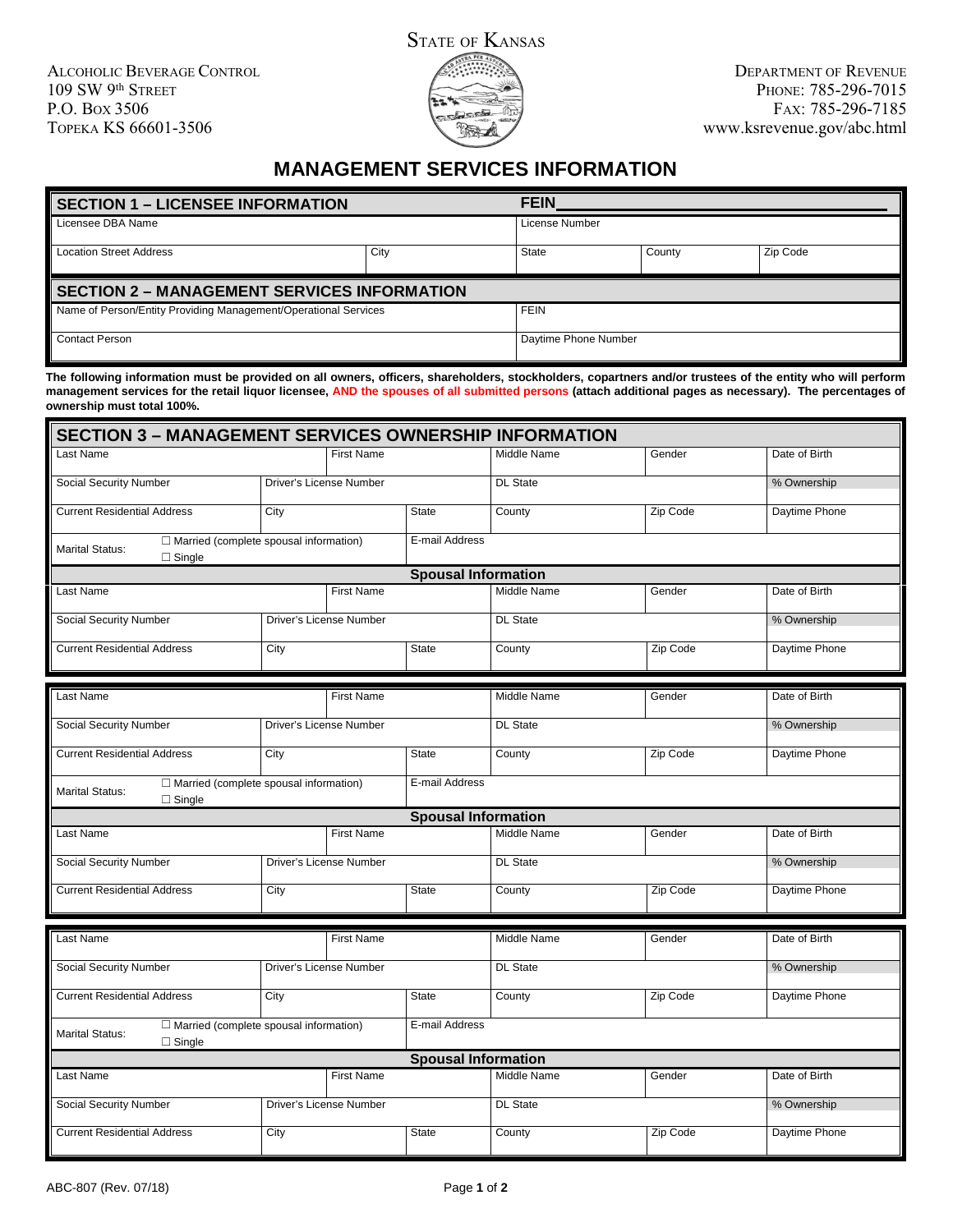# STATE OF KANSAS

ALCOHOLIC BEVERAGE CONTROL
109 SW 9th STREET
P.O. BOX 3506
TOPEKA KS 66601-3506

DEPARTMENT OF REVENUE
PHONE: 785-296-7015
FAX: 785-296-7185
www.ksrevenue.gov/abc.html

## MANAGEMENT SERVICES INFORMATION

| SECTION 1 – LICENSEE INFORMATION | | FEIN | | |
|---|---|---|---|---|
| Licensee DBA Name | | License Number | | |
| Location Street Address | City | State | County | Zip Code |

| SECTION 2 – MANAGEMENT SERVICES INFORMATION | |
|---|---|
| Name of Person/Entity Providing Management/Operational Services | FEIN |
| Contact Person | Daytime Phone Number |

**The following information must be provided on all owners, officers, shareholders, stockholders, copartners and/or trustees of the entity who will perform management services for the retail liquor licensee, AND the spouses of all submitted persons (attach additional pages as necessary). The percentages of ownership must total 100%.**

### SECTION 3 – MANAGEMENT SERVICES OWNERSHIP INFORMATION

| Last Name | | First Name | | Middle Name | Gender | Date of Birth |
|---|---|---|---|---|---|---|
| Social Security Number | Driver's License Number | | | DL State | | % Ownership |
| Current Residential Address | City | | State | County | Zip Code | Daytime Phone |
| Marital Status: ☐ Married (complete spousal information) ☐ Single | | | E-mail Address | | | |
| **Spousal Information** | | | | | | |
| Last Name | | First Name | | Middle Name | Gender | Date of Birth |
| Social Security Number | Driver's License Number | | | DL State | | % Ownership |
| Current Residential Address | City | | State | County | Zip Code | Daytime Phone |

| Last Name | | First Name | | Middle Name | Gender | Date of Birth |
|---|---|---|---|---|---|---|
| Social Security Number | Driver's License Number | | | DL State | | % Ownership |
| Current Residential Address | City | | State | County | Zip Code | Daytime Phone |
| Marital Status: ☐ Married (complete spousal information) ☐ Single | | | E-mail Address | | | |
| **Spousal Information** | | | | | | |
| Last Name | | First Name | | Middle Name | Gender | Date of Birth |
| Social Security Number | Driver's License Number | | | DL State | | % Ownership |
| Current Residential Address | City | | State | County | Zip Code | Daytime Phone |

| Last Name | | First Name | | Middle Name | Gender | Date of Birth |
|---|---|---|---|---|---|---|
| Social Security Number | Driver's License Number | | | DL State | | % Ownership |
| Current Residential Address | City | | State | County | Zip Code | Daytime Phone |
| Marital Status: ☐ Married (complete spousal information) ☐ Single | | | E-mail Address | | | |
| **Spousal Information** | | | | | | |
| Last Name | | First Name | | Middle Name | Gender | Date of Birth |
| Social Security Number | Driver's License Number | | | DL State | | % Ownership |
| Current Residential Address | City | | State | County | Zip Code | Daytime Phone |

ABC-807 (Rev. 07/18)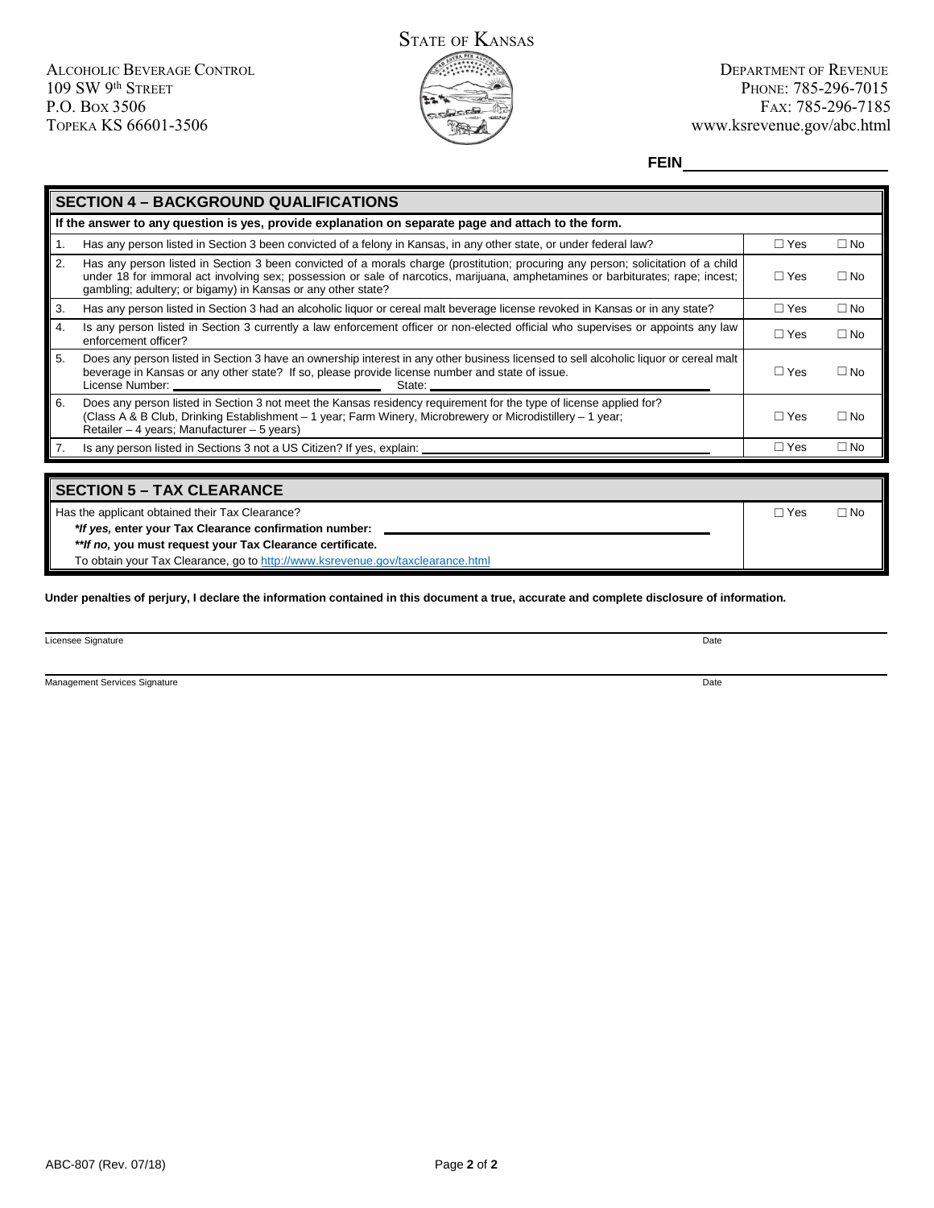STATE OF KANSAS

ALCOHOLIC BEVERAGE CONTROL
109 SW 9th STREET
P.O. BOX 3506
TOPEKA KS 66601-3506

DEPARTMENT OF REVENUE
PHONE: 785-296-7015
FAX: 785-296-7185
www.ksrevenue.gov/abc.html

**FEIN** ______________________

## SECTION 4 – BACKGROUND QUALIFICATIONS

**If the answer to any question is yes, provide explanation on separate page and attach to the form.**

| | | | |
|---|---|---|---|
| 1. | Has any person listed in Section 3 been convicted of a felony in Kansas, in any other state, or under federal law? | ☐ Yes | ☐ No |
| 2. | Has any person listed in Section 3 been convicted of a morals charge (prostitution; procuring any person; solicitation of a child under 18 for immoral act involving sex; possession or sale of narcotics, marijuana, amphetamines or barbiturates; rape; incest; gambling; adultery; or bigamy) in Kansas or any other state? | ☐ Yes | ☐ No |
| 3. | Has any person listed in Section 3 had an alcoholic liquor or cereal malt beverage license revoked in Kansas or in any state? | ☐ Yes | ☐ No |
| 4. | Is any person listed in Section 3 currently a law enforcement officer or non-elected official who supervises or appoints any law enforcement officer? | ☐ Yes | ☐ No |
| 5. | Does any person listed in Section 3 have an ownership interest in any other business licensed to sell alcoholic liquor or cereal malt beverage in Kansas or any other state? If so, please provide license number and state of issue. License Number: ______________ State: ______________ | ☐ Yes | ☐ No |
| 6. | Does any person listed in Section 3 not meet the Kansas residency requirement for the type of license applied for? (Class A & B Club, Drinking Establishment – 1 year; Farm Winery, Microbrewery or Microdistillery – 1 year; Retailer – 4 years; Manufacturer – 5 years) | ☐ Yes | ☐ No |
| 7. | Is any person listed in Sections 3 not a US Citizen? If yes, explain: ______________ | ☐ Yes | ☐ No |

## SECTION 5 – TAX CLEARANCE

| | | |
|---|---|---|
| Has the applicant obtained their Tax Clearance?<br>***If yes,* enter your Tax Clearance confirmation number:** ______________<br>****If no,* you must request your Tax Clearance certificate.**<br>To obtain your Tax Clearance, go to http://www.ksrevenue.gov/taxclearance.html | ☐ Yes | ☐ No |

**Under penalties of perjury, I declare the information contained in this document a true, accurate and complete disclosure of information.**

______________________________________________ ______________
Licensee Signature Date

______________________________________________ ______________
Management Services Signature Date

ABC-807 (Rev. 07/18)